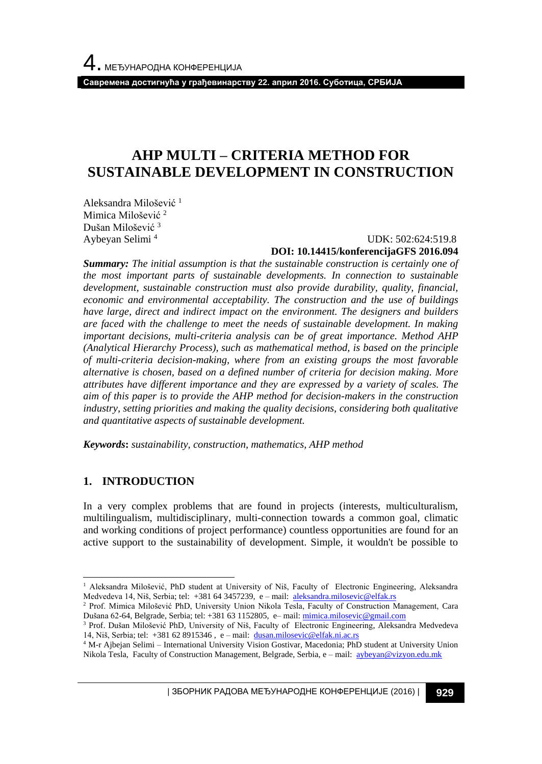# AHP MULTI – CRITERIA METHOD FOR SUSTAINABLE DEVELOPMENT IN CONSTRUCTION

Aleksandra Milošević [1]
Mimica Milošević [2]
Dušan Milošević [3]
Aybeyan Selimi [4]

UDK: 502:624:519.8
**DOI: 10.14415/konferencijaGFS 2016.094**

***Summary:*** *The initial assumption is that the sustainable construction is certainly one of the most important parts of sustainable developments. In connection to sustainable development, sustainable construction must also provide durability, quality, financial, economic and environmental acceptability. The construction and the use of buildings have large, direct and indirect impact on the environment. The designers and builders are faced with the challenge to meet the needs of sustainable development. In making important decisions, multi-criteria analysis can be of great importance. Method AHP (Analytical Hierarchy Process), such as mathematical method, is based on the principle of multi-criteria decision-making, where from an existing groups the most favorable alternative is chosen, based on a defined number of criteria for decision making. More attributes have different importance and they are expressed by a variety of scales. The aim of this paper is to provide the AHP method for decision-makers in the construction industry, setting priorities and making the quality decisions, considering both qualitative and quantitative aspects of sustainable development.*

***Keywords*****:** *sustainability, construction, mathematics, AHP method*

## 1. INTRODUCTION

In a very complex problems that are found in projects (interests, multiculturalism, multilingualism, multidisciplinary, multi-connection towards a common goal, climatic and working conditions of project performance) countless opportunities are found for an active support to the sustainability of development. Simple, it wouldn't be possible to

---

[1] Aleksandra Milošević, PhD student at University of Niš, Faculty of Electronic Engineering, Aleksandra Medvedeva 14, Niš, Serbia; tel: +381 64 3457239, e – mail: aleksandra.milosevic@elfak.rs

[2] Prof. Mimica Milošević PhD, University Union Nikola Tesla, Faculty of Construction Management, Cara Dušana 62-64, Belgrade, Serbia; tel: +381 63 1152805, e– mail: mimica.milosevic@gmail.com

[3] Prof. Dušan Milošević PhD, University of Niš, Faculty of Electronic Engineering, Aleksandra Medvedeva 14, Niš, Serbia; tel: +381 62 8915346 , e – mail: dusan.milosevic@elfak.ni.ac.rs

[4] M-r Ajbejan Selimi – International University Vision Gostivar, Macedonia; PhD student at University Union Nikola Tesla, Faculty of Construction Management, Belgrade, Serbia, e – mail: aybeyan@vizyon.edu.mk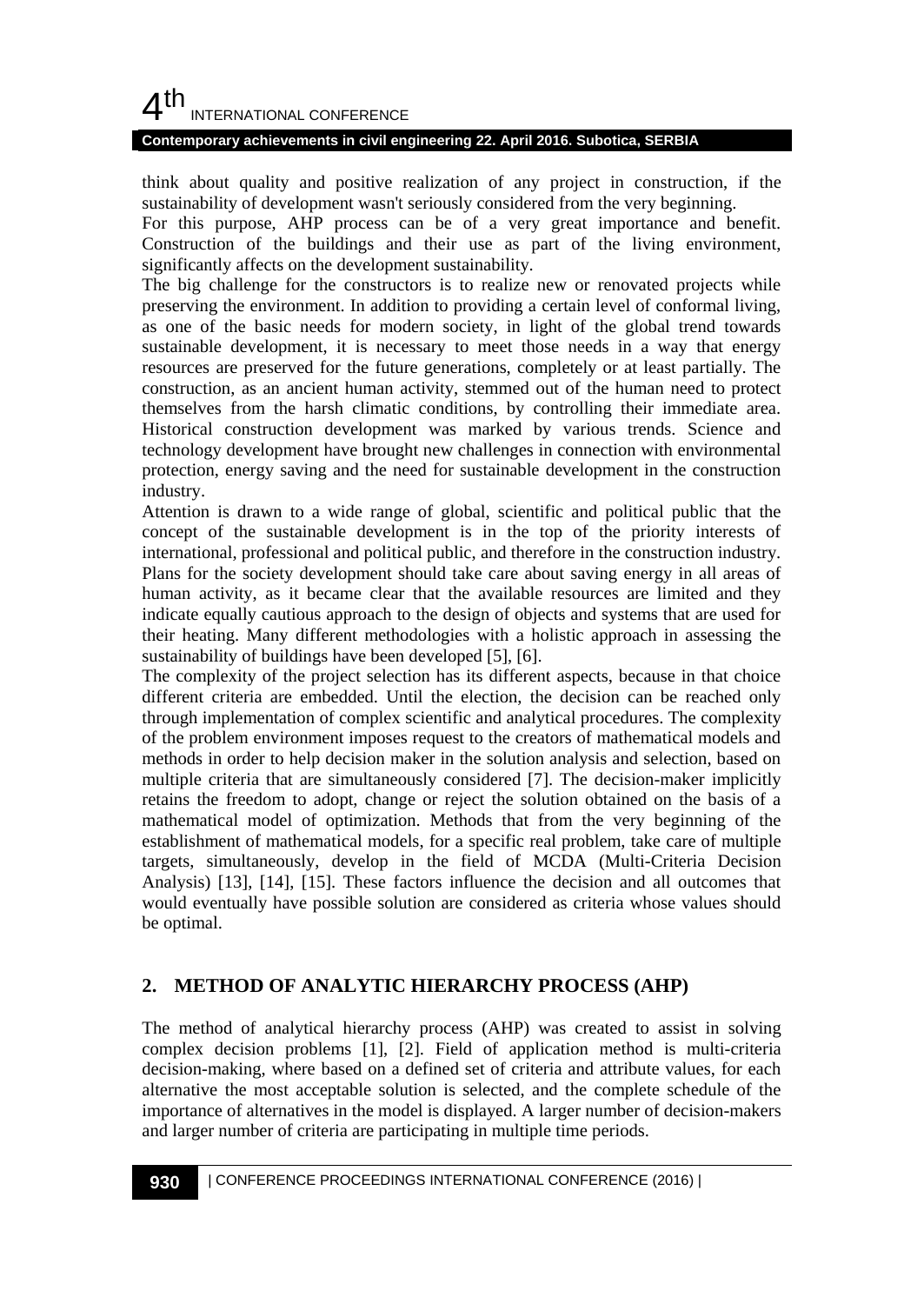think about quality and positive realization of any project in construction, if the sustainability of development wasn't seriously considered from the very beginning.

For this purpose, AHP process can be of a very great importance and benefit. Construction of the buildings and their use as part of the living environment, significantly affects on the development sustainability.

The big challenge for the constructors is to realize new or renovated projects while preserving the environment. In addition to providing a certain level of conformal living, as one of the basic needs for modern society, in light of the global trend towards sustainable development, it is necessary to meet those needs in a way that energy resources are preserved for the future generations, completely or at least partially. The construction, as an ancient human activity, stemmed out of the human need to protect themselves from the harsh climatic conditions, by controlling their immediate area. Historical construction development was marked by various trends. Science and technology development have brought new challenges in connection with environmental protection, energy saving and the need for sustainable development in the construction industry.

Attention is drawn to a wide range of global, scientific and political public that the concept of the sustainable development is in the top of the priority interests of international, professional and political public, and therefore in the construction industry. Plans for the society development should take care about saving energy in all areas of human activity, as it became clear that the available resources are limited and they indicate equally cautious approach to the design of objects and systems that are used for their heating. Many different methodologies with a holistic approach in assessing the sustainability of buildings have been developed [5], [6].

The complexity of the project selection has its different aspects, because in that choice different criteria are embedded. Until the election, the decision can be reached only through implementation of complex scientific and analytical procedures. The complexity of the problem environment imposes request to the creators of mathematical models and methods in order to help decision maker in the solution analysis and selection, based on multiple criteria that are simultaneously considered [7]. The decision-maker implicitly retains the freedom to adopt, change or reject the solution obtained on the basis of a mathematical model of optimization. Methods that from the very beginning of the establishment of mathematical models, for a specific real problem, take care of multiple targets, simultaneously, develop in the field of MCDA (Multi-Criteria Decision Analysis) [13], [14], [15]. These factors influence the decision and all outcomes that would eventually have possible solution are considered as criteria whose values should be optimal.

## 2. METHOD OF ANALYTIC HIERARCHY PROCESS (AHP)

The method of analytical hierarchy process (AHP) was created to assist in solving complex decision problems [1], [2]. Field of application method is multi-criteria decision-making, where based on a defined set of criteria and attribute values, for each alternative the most acceptable solution is selected, and the complete schedule of the importance of alternatives in the model is displayed. A larger number of decision-makers and larger number of criteria are participating in multiple time periods.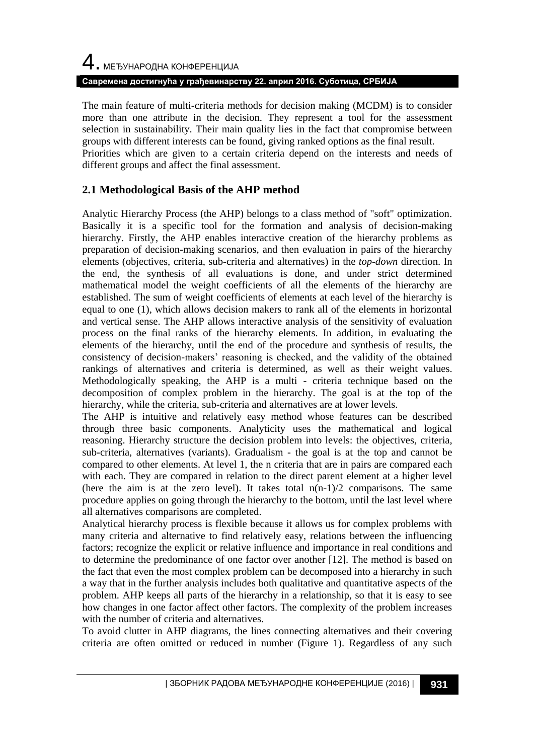The main feature of multi-criteria methods for decision making (MCDM) is to consider more than one attribute in the decision. They represent a tool for the assessment selection in sustainability. Their main quality lies in the fact that compromise between groups with different interests can be found, giving ranked options as the final result.
Priorities which are given to a certain criteria depend on the interests and needs of different groups and affect the final assessment.

## 2.1 Methodological Basis of the AHP method

Analytic Hierarchy Process (the AHP) belongs to a class method of "soft" optimization. Basically it is a specific tool for the formation and analysis of decision-making hierarchy. Firstly, the AHP enables interactive creation of the hierarchy problems as preparation of decision-making scenarios, and then evaluation in pairs of the hierarchy elements (objectives, criteria, sub-criteria and alternatives) in the *top-down* direction. In the end, the synthesis of all evaluations is done, and under strict determined mathematical model the weight coefficients of all the elements of the hierarchy are established. The sum of weight coefficients of elements at each level of the hierarchy is equal to one (1), which allows decision makers to rank all of the elements in horizontal and vertical sense. The AHP allows interactive analysis of the sensitivity of evaluation process on the final ranks of the hierarchy elements. In addition, in evaluating the elements of the hierarchy, until the end of the procedure and synthesis of results, the consistency of decision-makers' reasoning is checked, and the validity of the obtained rankings of alternatives and criteria is determined, as well as their weight values. Methodologically speaking, the AHP is a multi - criteria technique based on the decomposition of complex problem in the hierarchy. The goal is at the top of the hierarchy, while the criteria, sub-criteria and alternatives are at lower levels.
The AHP is intuitive and relatively easy method whose features can be described through three basic components. Analyticity uses the mathematical and logical reasoning. Hierarchy structure the decision problem into levels: the objectives, criteria, sub-criteria, alternatives (variants). Gradualism - the goal is at the top and cannot be compared to other elements. At level 1, the n criteria that are in pairs are compared each with each. They are compared in relation to the direct parent element at a higher level (here the aim is at the zero level). It takes total $n(n-1)/2$ comparisons. The same procedure applies on going through the hierarchy to the bottom, until the last level where all alternatives comparisons are completed.
Analytical hierarchy process is flexible because it allows us for complex problems with many criteria and alternative to find relatively easy, relations between the influencing factors; recognize the explicit or relative influence and importance in real conditions and to determine the predominance of one factor over another [12]. The method is based on the fact that even the most complex problem can be decomposed into a hierarchy in such a way that in the further analysis includes both qualitative and quantitative aspects of the problem. AHP keeps all parts of the hierarchy in a relationship, so that it is easy to see how changes in one factor affect other factors. The complexity of the problem increases with the number of criteria and alternatives.
To avoid clutter in AHP diagrams, the lines connecting alternatives and their covering criteria are often omitted or reduced in number (Figure 1). Regardless of any such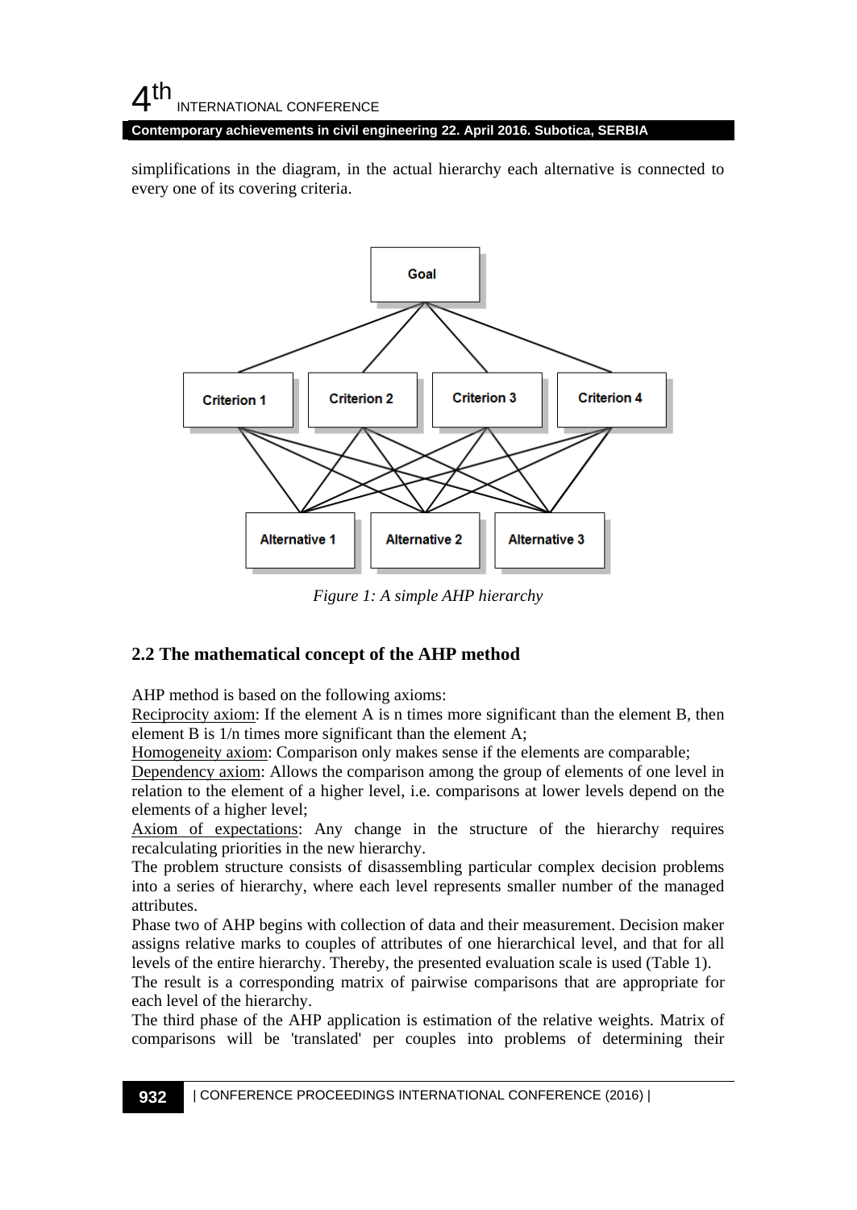simplifications in the diagram, in the actual hierarchy each alternative is connected to every one of its covering criteria.

*Figure 1: A simple AHP hierarchy*

## 2.2 The mathematical concept of the AHP method

AHP method is based on the following axioms:

Reciprocity axiom: If the element A is n times more significant than the element B, then element B is 1/n times more significant than the element A;

Homogeneity axiom: Comparison only makes sense if the elements are comparable;

Dependency axiom: Allows the comparison among the group of elements of one level in relation to the element of a higher level, i.e. comparisons at lower levels depend on the elements of a higher level;

Axiom of expectations: Any change in the structure of the hierarchy requires recalculating priorities in the new hierarchy.

The problem structure consists of disassembling particular complex decision problems into a series of hierarchy, where each level represents smaller number of the managed attributes.

Phase two of AHP begins with collection of data and their measurement. Decision maker assigns relative marks to couples of attributes of one hierarchical level, and that for all levels of the entire hierarchy. Thereby, the presented evaluation scale is used (Table 1).

The result is a corresponding matrix of pairwise comparisons that are appropriate for each level of the hierarchy.

The third phase of the AHP application is estimation of the relative weights. Matrix of comparisons will be 'translated' per couples into problems of determining their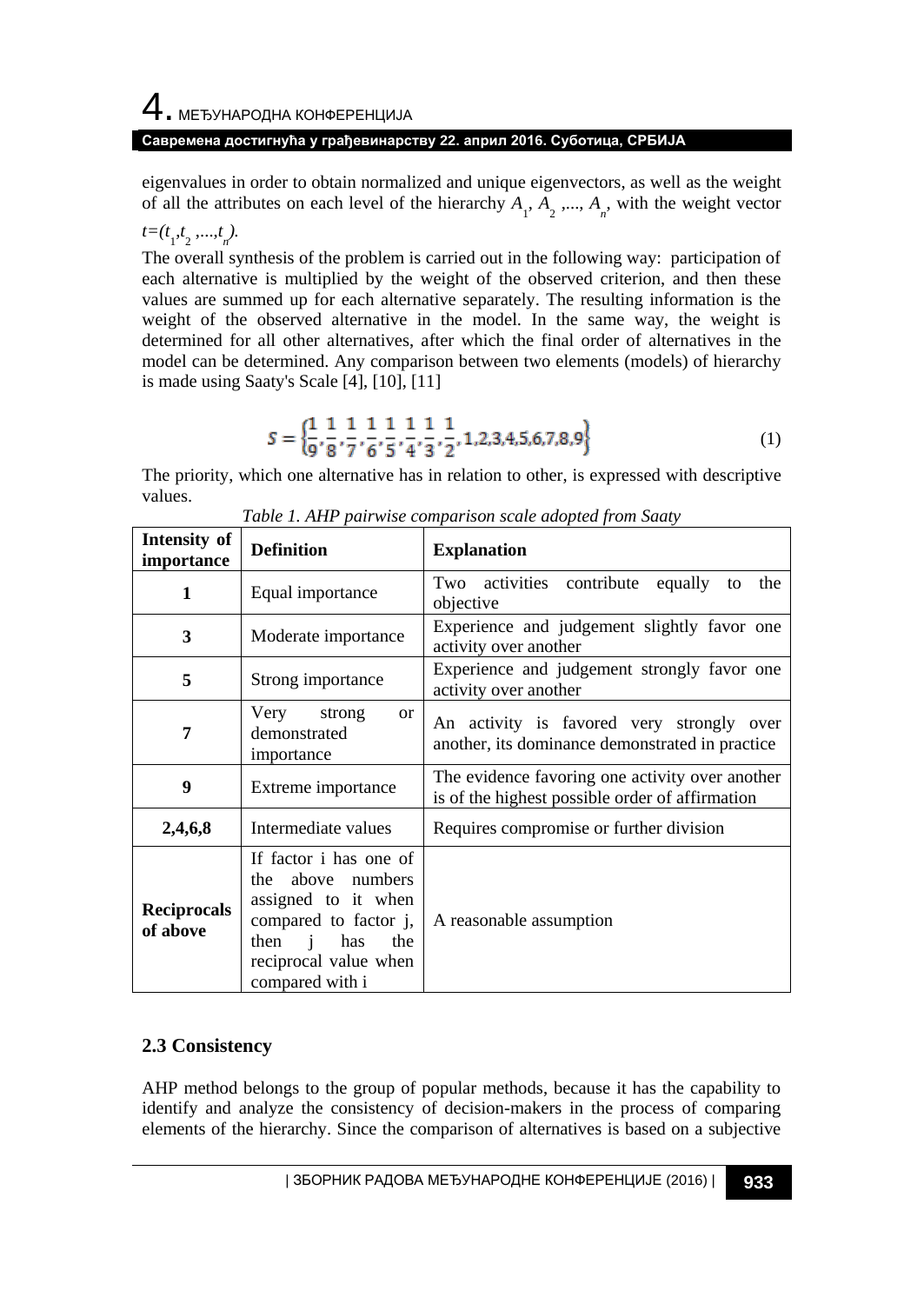eigenvalues in order to obtain normalized and unique eigenvectors, as well as the weight of all the attributes on each level of the hierarchy $A_1$, $A_2$ ,..., $A_n$, with the weight vector $t=(t_1,t_2 ,...,t_n)$.

The overall synthesis of the problem is carried out in the following way: participation of each alternative is multiplied by the weight of the observed criterion, and then these values are summed up for each alternative separately. The resulting information is the weight of the observed alternative in the model. In the same way, the weight is determined for all other alternatives, after which the final order of alternatives in the model can be determined. Any comparison between two elements (models) of hierarchy is made using Saaty's Scale [4], [10], [11]

$$S = \left\{\frac{1}{9}, \frac{1}{8}, \frac{1}{7}, \frac{1}{6}, \frac{1}{5}, \frac{1}{4}, \frac{1}{3}, \frac{1}{2}, 1,2,3,4,5,6,7,8,9\right\} \tag{1}$$

The priority, which one alternative has in relation to other, is expressed with descriptive values.

*Table 1. AHP pairwise comparison scale adopted from Saaty*

| Intensity of importance | Definition | Explanation |
|---|---|---|
| **1** | Equal importance | Two activities contribute equally to the objective |
| **3** | Moderate importance | Experience and judgement slightly favor one activity over another |
| **5** | Strong importance | Experience and judgement strongly favor one activity over another |
| **7** | Very strong or demonstrated importance | An activity is favored very strongly over another, its dominance demonstrated in practice |
| **9** | Extreme importance | The evidence favoring one activity over another is of the highest possible order of affirmation |
| **2,4,6,8** | Intermediate values | Requires compromise or further division |
| **Reciprocals of above** | If factor i has one of the above numbers assigned to it when compared to factor j, then j has the reciprocal value when compared with i | A reasonable assumption |

## 2.3 Consistency

AHP method belongs to the group of popular methods, because it has the capability to identify and analyze the consistency of decision-makers in the process of comparing elements of the hierarchy. Since the comparison of alternatives is based on a subjective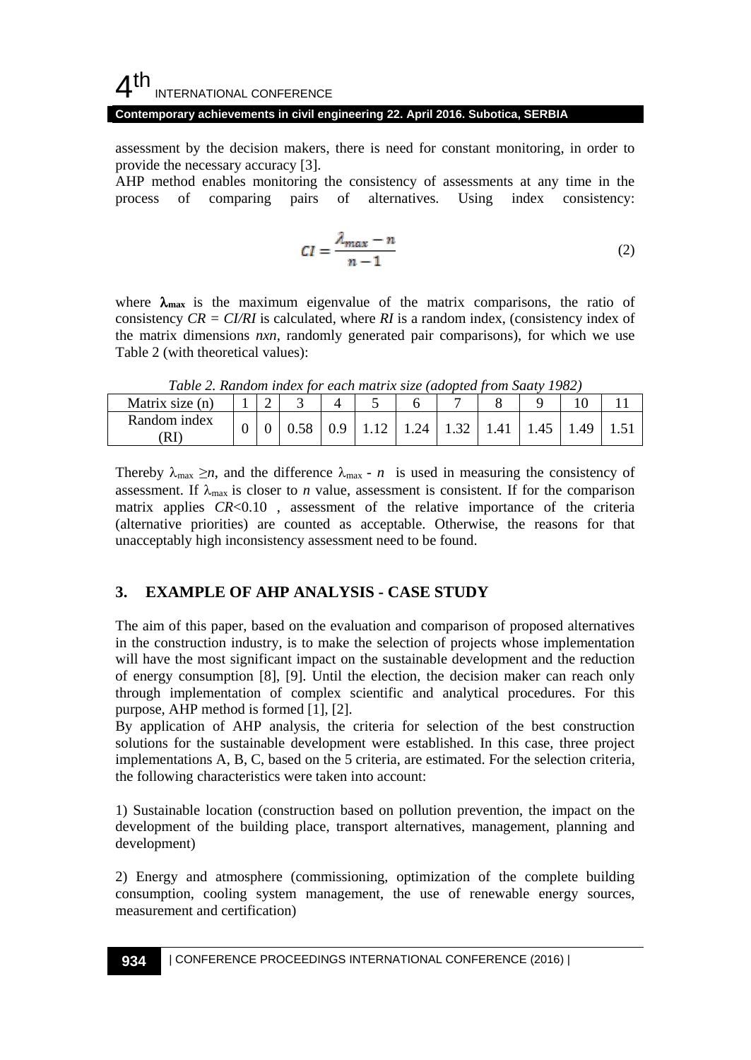assessment by the decision makers, there is need for constant monitoring, in order to provide the necessary accuracy [3].

AHP method enables monitoring the consistency of assessments at any time in the process of comparing pairs of alternatives. Using index consistency:

$$CI = \frac{\lambda_{max} - n}{n - 1} \tag{2}$$

where $\lambda_{max}$ is the maximum eigenvalue of the matrix comparisons, the ratio of consistency $CR = CI/RI$ is calculated, where $RI$ is a random index, (consistency index of the matrix dimensions *nxn*, randomly generated pair comparisons), for which we use Table 2 (with theoretical values):

*Table 2. Random index for each matrix size (adopted from Saaty 1982)*

| Matrix size (n) | 1 | 2 | 3 | 4 | 5 | 6 | 7 | 8 | 9 | 10 | 11 |
|---|---|---|---|---|---|---|---|---|---|---|---|
| Random index (RI) | 0 | 0 | 0.58 | 0.9 | 1.12 | 1.24 | 1.32 | 1.41 | 1.45 | 1.49 | 1.51 |

Thereby $\lambda_{max} \geq n$, and the difference $\lambda_{max} - n$ is used in measuring the consistency of assessment. If $\lambda_{max}$ is closer to $n$ value, assessment is consistent. If for the comparison matrix applies $CR<0.10$ , assessment of the relative importance of the criteria (alternative priorities) are counted as acceptable. Otherwise, the reasons for that unacceptably high inconsistency assessment need to be found.

## 3. EXAMPLE OF AHP ANALYSIS - CASE STUDY

The aim of this paper, based on the evaluation and comparison of proposed alternatives in the construction industry, is to make the selection of projects whose implementation will have the most significant impact on the sustainable development and the reduction of energy consumption [8], [9]. Until the election, the decision maker can reach only through implementation of complex scientific and analytical procedures. For this purpose, AHP method is formed [1], [2].

By application of AHP analysis, the criteria for selection of the best construction solutions for the sustainable development were established. In this case, three project implementations A, B, C, based on the 5 criteria, are estimated. For the selection criteria, the following characteristics were taken into account:

1) Sustainable location (construction based on pollution prevention, the impact on the development of the building place, transport alternatives, management, planning and development)

2) Energy and atmosphere (commissioning, optimization of the complete building consumption, cooling system management, the use of renewable energy sources, measurement and certification)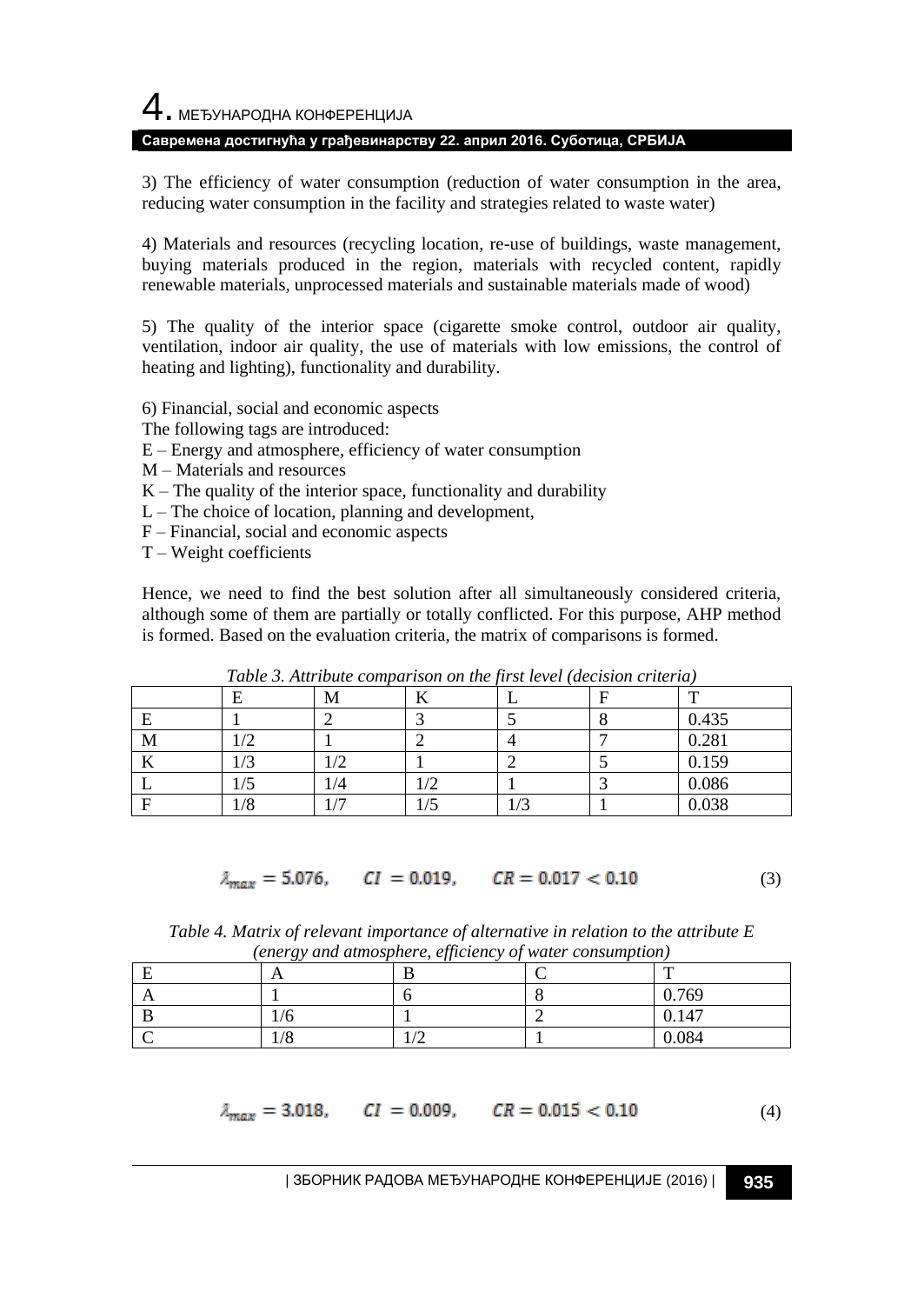3) The efficiency of water consumption (reduction of water consumption in the area, reducing water consumption in the facility and strategies related to waste water)

4) Materials and resources (recycling location, re-use of buildings, waste management, buying materials produced in the region, materials with recycled content, rapidly renewable materials, unprocessed materials and sustainable materials made of wood)

5) The quality of the interior space (cigarette smoke control, outdoor air quality, ventilation, indoor air quality, the use of materials with low emissions, the control of heating and lighting), functionality and durability.

6) Financial, social and economic aspects

The following tags are introduced:

E – Energy and atmosphere, efficiency of water consumption

M – Materials and resources

K – The quality of the interior space, functionality and durability

L – The choice of location, planning and development,

F – Financial, social and economic aspects

T – Weight coefficients

Hence, we need to find the best solution after all simultaneously considered criteria, although some of them are partially or totally conflicted. For this purpose, AHP method is formed. Based on the evaluation criteria, the matrix of comparisons is formed.

*Table 3. Attribute comparison on the first level (decision criteria)*

| | E | M | K | L | F | T |
|---|---|---|---|---|---|---|
| E | 1 | 2 | 3 | 5 | 8 | 0.435 |
| M | 1/2 | 1 | 2 | 4 | 7 | 0.281 |
| K | 1/3 | 1/2 | 1 | 2 | 5 | 0.159 |
| L | 1/5 | 1/4 | 1/2 | 1 | 3 | 0.086 |
| F | 1/8 | 1/7 | 1/5 | 1/3 | 1 | 0.038 |

$$\lambda_{max} = 5.076, \qquad CI = 0.019, \qquad CR = 0.017 < 0.10 \tag{3}$$

*Table 4. Matrix of relevant importance of alternative in relation to the attribute E (energy and atmosphere, efficiency of water consumption)*

| E | A | B | C | T |
|---|---|---|---|---|
| A | 1 | 6 | 8 | 0.769 |
| B | 1/6 | 1 | 2 | 0.147 |
| C | 1/8 | 1/2 | 1 | 0.084 |

$$\lambda_{max} = 3.018, \qquad CI = 0.009, \qquad CR = 0.015 < 0.10 \tag{4}$$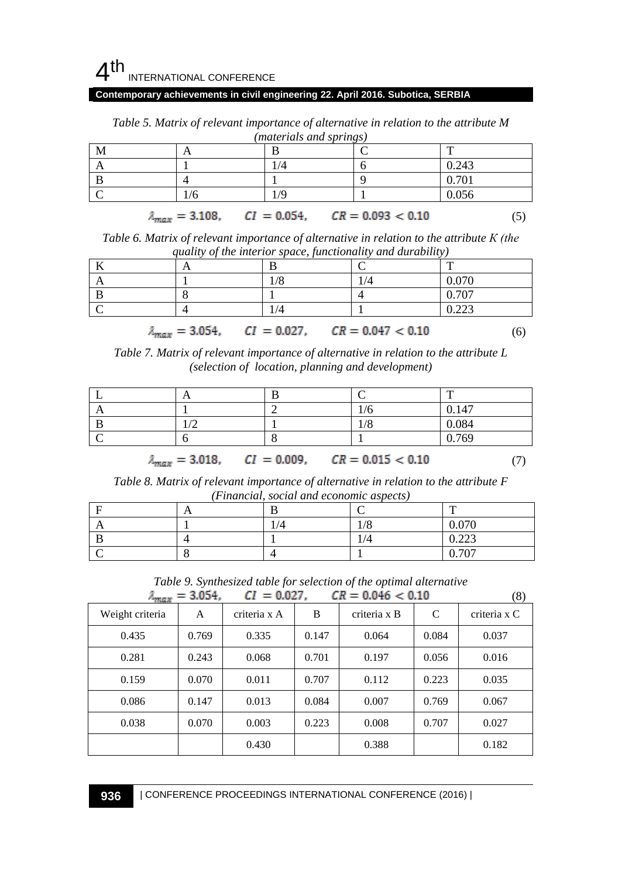*Table 5. Matrix of relevant importance of alternative in relation to the attribute M (materials and springs)*

| M | A | B | C | T |
|---|---|---|---|---|
| A | 1 | 1/4 | 6 | 0.243 |
| B | 4 | 1 | 9 | 0.701 |
| C | 1/6 | 1/9 | 1 | 0.056 |

$$\lambda_{max} = 3.108, \quad CI = 0.054, \quad CR = 0.093 < 0.10 \tag{5}$$

*Table 6. Matrix of relevant importance of alternative in relation to the attribute K (the quality of the interior space, functionality and durability)*

| K | A | B | C | T |
|---|---|---|---|---|
| A | 1 | 1/8 | 1/4 | 0.070 |
| B | 8 | 1 | 4 | 0.707 |
| C | 4 | 1/4 | 1 | 0.223 |

$$\lambda_{max} = 3.054, \quad CI = 0.027, \quad CR = 0.047 < 0.10 \tag{6}$$

*Table 7. Matrix of relevant importance of alternative in relation to the attribute L (selection of location, planning and development)*

| L | A | B | C | T |
|---|---|---|---|---|
| A | 1 | 2 | 1/6 | 0.147 |
| B | 1/2 | 1 | 1/8 | 0.084 |
| C | 6 | 8 | 1 | 0.769 |

$$\lambda_{max} = 3.018, \quad CI = 0.009, \quad CR = 0.015 < 0.10 \tag{7}$$

*Table 8. Matrix of relevant importance of alternative in relation to the attribute F (Financial, social and economic aspects)*

| F | A | B | C | T |
|---|---|---|---|---|
| A | 1 | 1/4 | 1/8 | 0.070 |
| B | 4 | 1 | 1/4 | 0.223 |
| C | 8 | 4 | 1 | 0.707 |

*Table 9. Synthesized table for selection of the optimal alternative*

$$\lambda_{max} = 3.054, \quad CI = 0.027, \quad CR = 0.046 < 0.10 \tag{8}$$

| Weight criteria | A | criteria x A | B | criteria x B | C | criteria x C |
|---|---|---|---|---|---|---|
| 0.435 | 0.769 | 0.335 | 0.147 | 0.064 | 0.084 | 0.037 |
| 0.281 | 0.243 | 0.068 | 0.701 | 0.197 | 0.056 | 0.016 |
| 0.159 | 0.070 | 0.011 | 0.707 | 0.112 | 0.223 | 0.035 |
| 0.086 | 0.147 | 0.013 | 0.084 | 0.007 | 0.769 | 0.067 |
| 0.038 | 0.070 | 0.003 | 0.223 | 0.008 | 0.707 | 0.027 |
| | | 0.430 | | 0.388 | | 0.182 |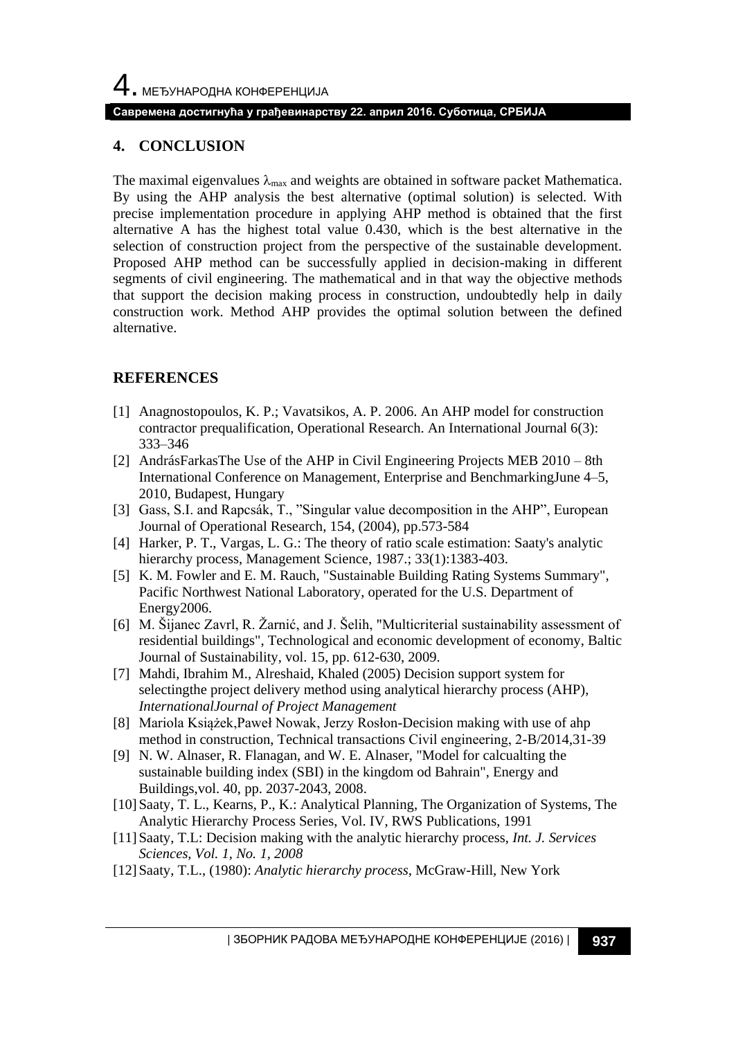## 4. CONCLUSION

The maximal eigenvalues $\lambda_{max}$ and weights are obtained in software packet Mathematica. By using the AHP analysis the best alternative (optimal solution) is selected. With precise implementation procedure in applying AHP method is obtained that the first alternative A has the highest total value 0.430, which is the best alternative in the selection of construction project from the perspective of the sustainable development. Proposed AHP method can be successfully applied in decision-making in different segments of civil engineering. The mathematical and in that way the objective methods that support the decision making process in construction, undoubtedly help in daily construction work. Method AHP provides the optimal solution between the defined alternative.

## REFERENCES

[1] Anagnostopoulos, K. P.; Vavatsikos, A. P. 2006. An AHP model for construction contractor prequalification, Operational Research. An International Journal 6(3): 333–346

[2] AndrásFarkasThe Use of the AHP in Civil Engineering Projects MEB 2010 – 8th International Conference on Management, Enterprise and BenchmarkingJune 4–5, 2010, Budapest, Hungary

[3] Gass, S.I. and Rapcsák, T., "Singular value decomposition in the AHP", European Journal of Operational Research, 154, (2004), pp.573-584

[4] Harker, P. T., Vargas, L. G.: The theory of ratio scale estimation: Saaty's analytic hierarchy process, Management Science, 1987.; 33(1):1383-403.

[5] K. M. Fowler and E. M. Rauch, "Sustainable Building Rating Systems Summary", Pacific Northwest National Laboratory, operated for the U.S. Department of Energy2006.

[6] M. Šijanec Zavrl, R. Žarnić, and J. Šelih, "Multicriterial sustainability assessment of residential buildings", Technological and economic development of economy, Baltic Journal of Sustainability, vol. 15, pp. 612-630, 2009.

[7] Mahdi, Ibrahim M., Alreshaid, Khaled (2005) Decision support system for selectingthe project delivery method using analytical hierarchy process (AHP), *InternationalJournal of Project Management*

[8] Mariola Książek,Paweł Nowak, Jerzy Rosłon-Decision making with use of ahp method in construction, Technical transactions Civil engineering, 2-B/2014,31-39

[9] N. W. Alnaser, R. Flanagan, and W. E. Alnaser, "Model for calcualting the sustainable building index (SBI) in the kingdom od Bahrain", Energy and Buildings,vol. 40, pp. 2037-2043, 2008.

[10] Saaty, T. L., Kearns, P., K.: Analytical Planning, The Organization of Systems, The Analytic Hierarchy Process Series, Vol. IV, RWS Publications, 1991

[11] Saaty, T.L: Decision making with the analytic hierarchy process, *Int. J. Services Sciences, Vol. 1, No. 1, 2008*

[12] Saaty, T.L., (1980): *Analytic hierarchy process*, McGraw-Hill, New York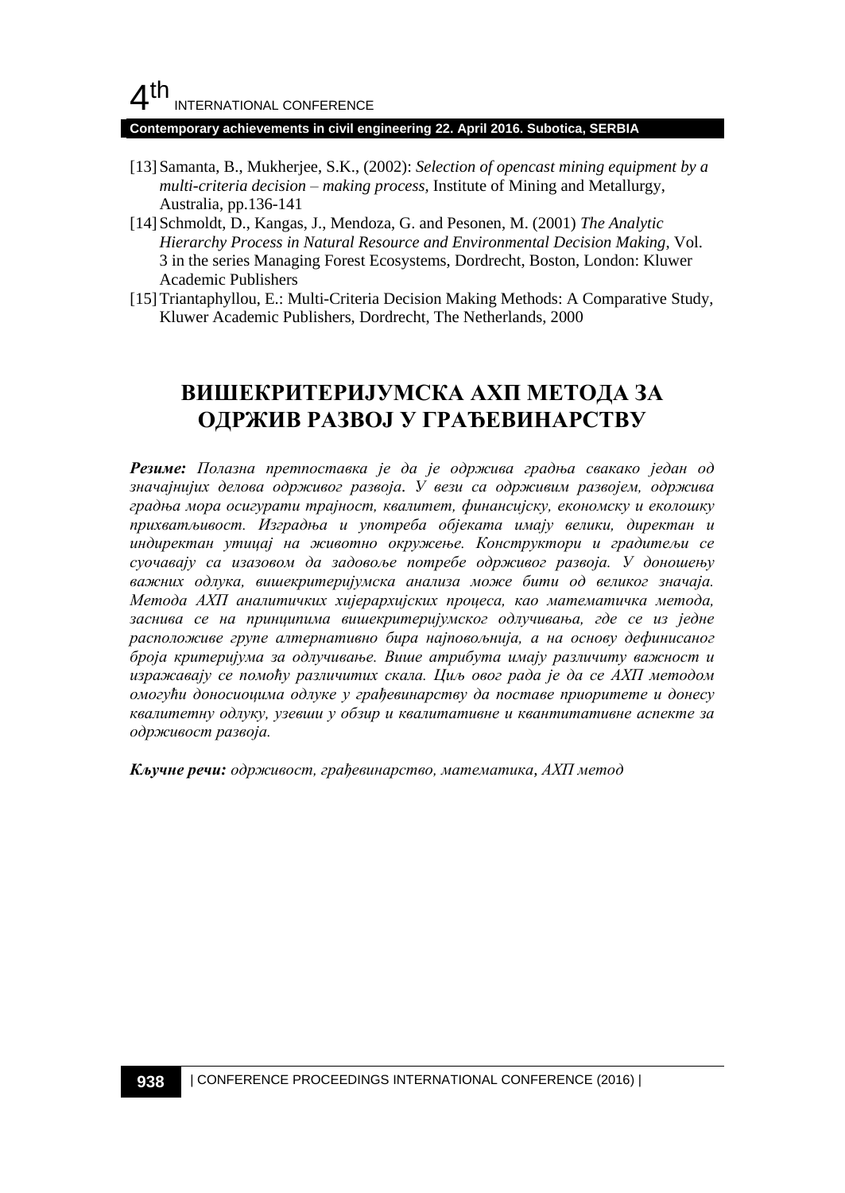[13] Samanta, B., Mukherjee, S.K., (2002): *Selection of opencast mining equipment by a multi-criteria decision – making process*, Institute of Mining and Metallurgy, Australia, pp.136-141

[14] Schmoldt, D., Kangas, J., Mendoza, G. and Pesonen, M. (2001) *The Analytic Hierarchy Process in Natural Resource and Environmental Decision Making*, Vol. 3 in the series Managing Forest Ecosystems, Dordrecht, Boston, London: Kluwer Academic Publishers

[15] Triantaphyllou, E.: Multi-Criteria Decision Making Methods: A Comparative Study, Kluwer Academic Publishers, Dordrecht, The Netherlands, 2000

# ВИШЕКРИТЕРИЈУМСКА АХП МЕТОДА ЗА ОДРЖИВ РАЗВОЈ У ГРАЂЕВИНАРСТВУ

***Резиме:*** *Полазна претпоставка је да је одржива градња свакако један од значајнијих делова одрживог развоја. У вези са одрживим развојем, одржива градња мора осигурати трајност, квалитет, финансијску, економску и еколошку прихватљивост. Изградња и употреба објеката имају велики, директан и индиректан утицај на животно окружење. Конструктори и градитељи се суочавају са изазовом да задовоље потребе одрживог развоја. У доношењу важних одлука, вишекритеријумска анализа може бити од великог значаја. Метода АХП аналитичких хијерархијских процеса, као математичка метода, заснива се на принципима вишекритеријумског одлучивања, где се из једне расположиве групе алтернативно бира најповољнија, а на основу дефинисаног броја критеријума за одлучивање. Више атрибута имају различиту важност и изражавају се помоћу различитих скала. Циљ овог рада је да се АХП методом омогући доносиоцима одлуке у грађевинарству да поставе приоритете и донесу квалитетну одлуку, узевши у обзир и квалитативне и квантитативне аспекте за одрживост развоја.*

***Кључне речи:*** *одрживост, грађевинарство, математика, АХП метод*